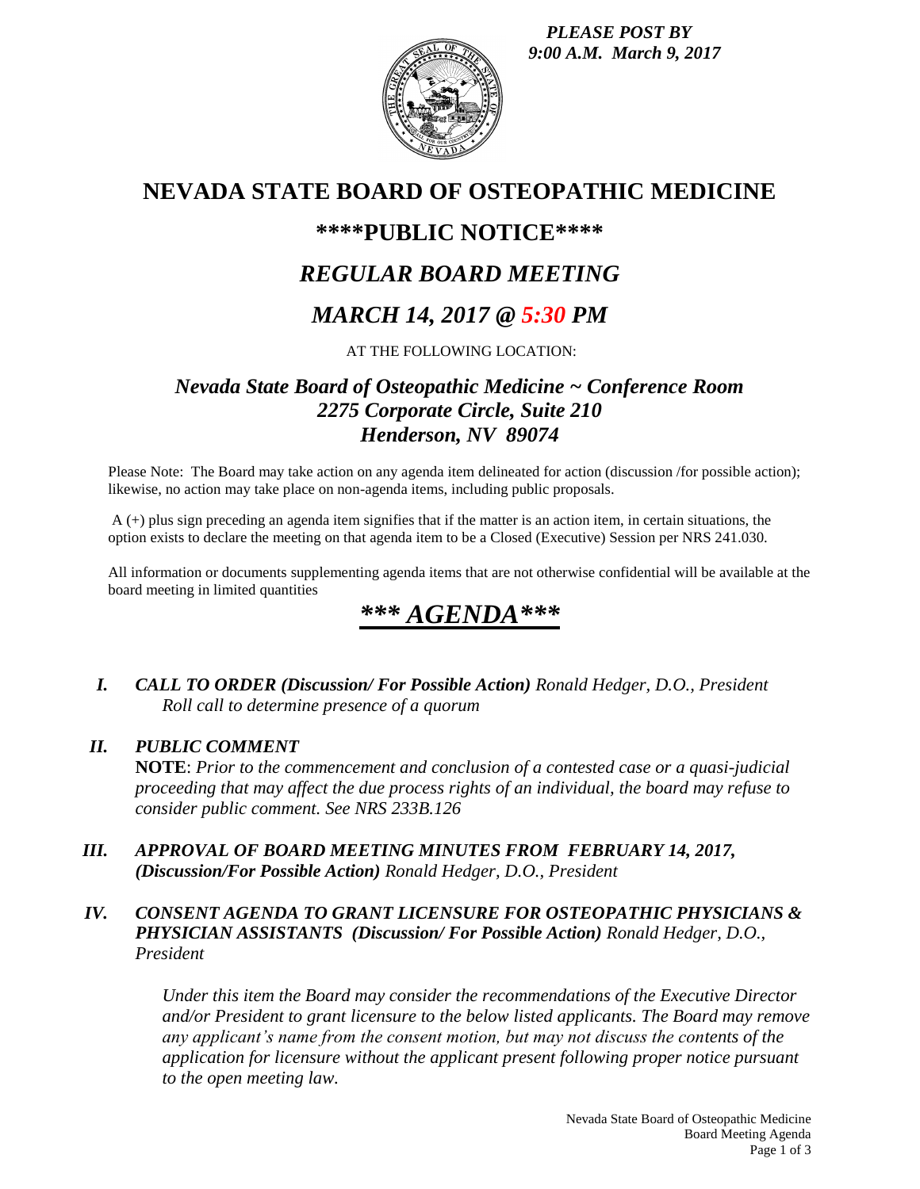*PLEASE POST BY 9:00 A.M. March 9, 2017*

# NEVADA STATE BOARD OF OSTEOPATHIC MEDICINE

## \*\*\*\*PUBLIC NOTICE\*\*\*\*

## *REGULAR BOARD MEETING*

## *MARCH 14, 2017 @ 5:30 PM*

AT THE FOLLOWING LOCATION:

### *Nevada State Board of Osteopathic Medicine ~ Conference Room*
### *2275 Corporate Circle, Suite 210*
### *Henderson, NV 89074*

Please Note: The Board may take action on any agenda item delineated for action (discussion /for possible action); likewise, no action may take place on non-agenda items, including public proposals.

A (+) plus sign preceding an agenda item signifies that if the matter is an action item, in certain situations, the option exists to declare the meeting on that agenda item to be a Closed (Executive) Session per NRS 241.030.

All information or documents supplementing agenda items that are not otherwise confidential will be available at the board meeting in limited quantities

# ***\*\*\* AGENDA\*\*\****

**I.** ***CALL TO ORDER (Discussion/ For Possible Action)*** *Ronald Hedger, D.O., President*
*Roll call to determine presence of a quorum*

**II.** ***PUBLIC COMMENT***
**NOTE**: *Prior to the commencement and conclusion of a contested case or a quasi-judicial proceeding that may affect the due process rights of an individual, the board may refuse to consider public comment. See NRS 233B.126*

**III.** ***APPROVAL OF BOARD MEETING MINUTES FROM FEBRUARY 14, 2017, (Discussion/For Possible Action)*** *Ronald Hedger, D.O., President*

**IV.** ***CONSENT AGENDA TO GRANT LICENSURE FOR OSTEOPATHIC PHYSICIANS & PHYSICIAN ASSISTANTS (Discussion/ For Possible Action)*** *Ronald Hedger, D.O., President*

*Under this item the Board may consider the recommendations of the Executive Director and/or President to grant licensure to the below listed applicants. The Board may remove any applicant's name from the consent motion, but may not discuss the contents of the application for licensure without the applicant present following proper notice pursuant to the open meeting law.*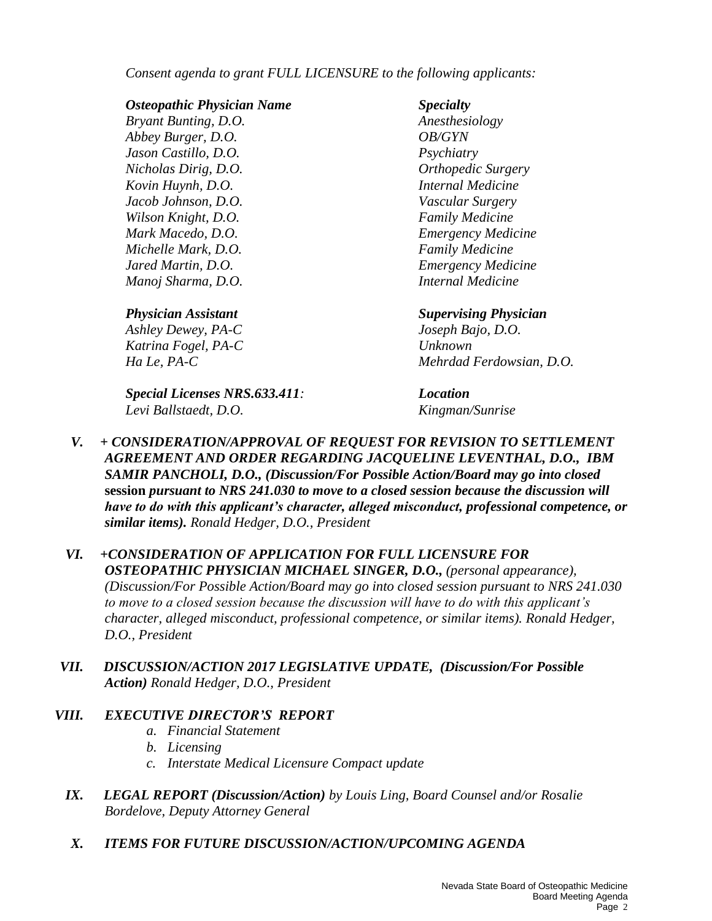*Consent agenda to grant FULL LICENSURE to the following applicants:*

| ***Osteopathic Physician Name*** | ***Specialty*** |
| --- | --- |
| *Bryant Bunting, D.O.* | *Anesthesiology* |
| *Abbey Burger, D.O.* | *OB/GYN* |
| *Jason Castillo, D.O.* | *Psychiatry* |
| *Nicholas Dirig, D.O.* | *Orthopedic Surgery* |
| *Kovin Huynh, D.O.* | *Internal Medicine* |
| *Jacob Johnson, D.O.* | *Vascular Surgery* |
| *Wilson Knight, D.O.* | *Family Medicine* |
| *Mark Macedo, D.O.* | *Emergency Medicine* |
| *Michelle Mark, D.O.* | *Family Medicine* |
| *Jared Martin, D.O.* | *Emergency Medicine* |
| *Manoj Sharma, D.O.* | *Internal Medicine* |

| ***Physician Assistant*** | ***Supervising Physician*** |
| --- | --- |
| *Ashley Dewey, PA-C* | *Joseph Bajo, D.O.* |
| *Katrina Fogel, PA-C* | *Unknown* |
| *Ha Le, PA-C* | *Mehrdad Ferdowsian, D.O.* |

| ***Special Licenses NRS.633.411:*** | ***Location*** |
| --- | --- |
| *Levi Ballstaedt, D.O.* | *Kingman/Sunrise* |

**V.** ***+ CONSIDERATION/APPROVAL OF REQUEST FOR REVISION TO SETTLEMENT AGREEMENT AND ORDER REGARDING JACQUELINE LEVENTHAL, D.O., IBM SAMIR PANCHOLI, D.O., (Discussion/For Possible Action/Board may go into closed* session *pursuant to NRS 241.030 to move to a closed session because the discussion will have to do with this applicant's character, alleged misconduct, professional competence, or similar items).*** *Ronald Hedger, D.O., President*

**VI.** ***+CONSIDERATION OF APPLICATION FOR FULL LICENSURE FOR OSTEOPATHIC PHYSICIAN MICHAEL SINGER, D.O.,*** *(personal appearance), (Discussion/For Possible Action/Board may go into closed session pursuant to NRS 241.030 to move to a closed session because the discussion will have to do with this applicant's character, alleged misconduct, professional competence, or similar items). Ronald Hedger, D.O., President*

**VII.** ***DISCUSSION/ACTION 2017 LEGISLATIVE UPDATE, (Discussion/For Possible Action)*** *Ronald Hedger, D.O., President*

**VIII.** ***EXECUTIVE DIRECTOR'S REPORT***

- *a. Financial Statement*
- *b. Licensing*
- *c. Interstate Medical Licensure Compact update*

**IX.** ***LEGAL REPORT (Discussion/Action)*** *by Louis Ling, Board Counsel and/or Rosalie Bordelove, Deputy Attorney General*

**X.** ***ITEMS FOR FUTURE DISCUSSION/ACTION/UPCOMING AGENDA***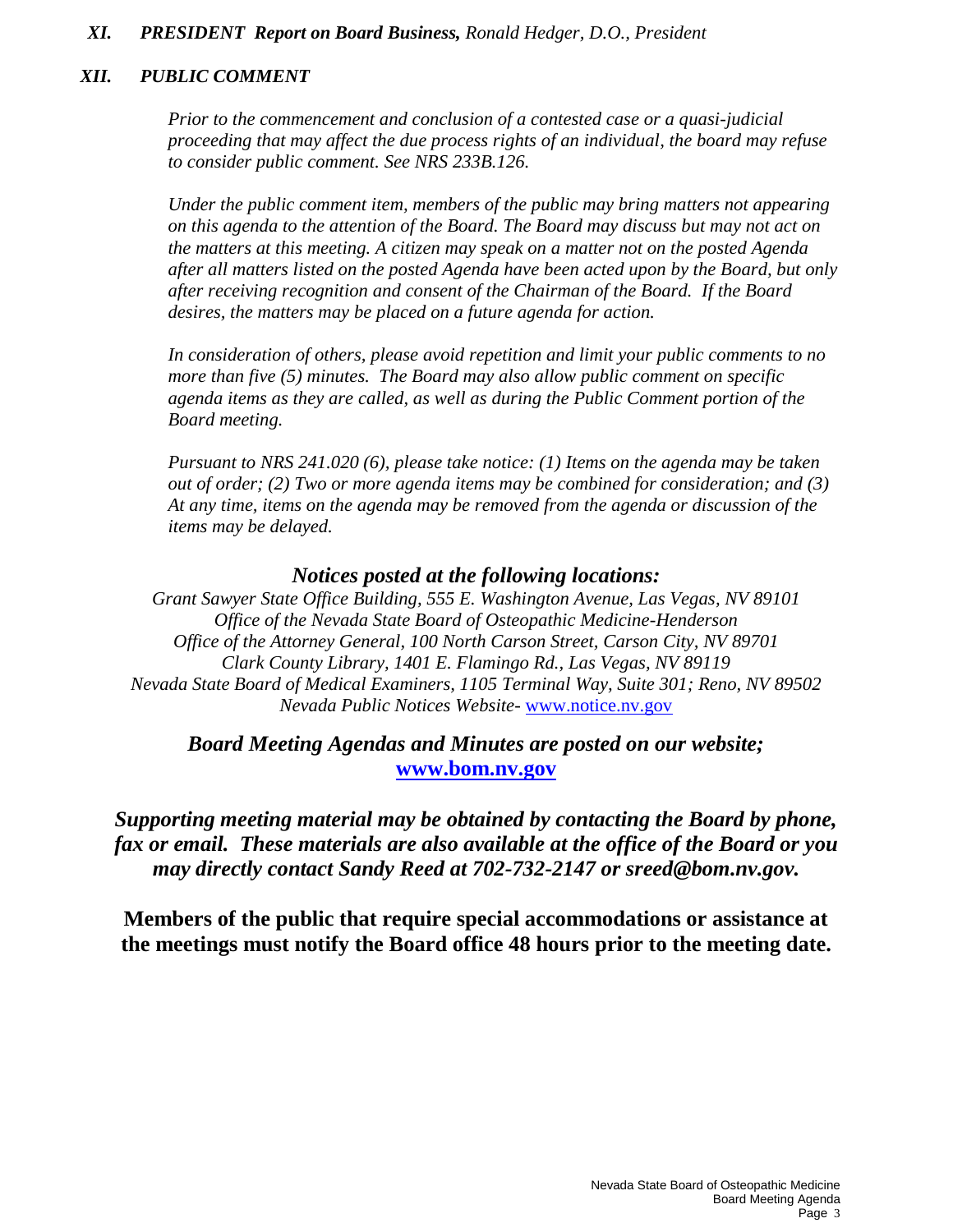***XI. PRESIDENT Report on Board Business,*** *Ronald Hedger, D.O., President*

***XII. PUBLIC COMMENT***

*Prior to the commencement and conclusion of a contested case or a quasi-judicial proceeding that may affect the due process rights of an individual, the board may refuse to consider public comment. See NRS 233B.126.*

*Under the public comment item, members of the public may bring matters not appearing on this agenda to the attention of the Board. The Board may discuss but may not act on the matters at this meeting. A citizen may speak on a matter not on the posted Agenda after all matters listed on the posted Agenda have been acted upon by the Board, but only after receiving recognition and consent of the Chairman of the Board. If the Board desires, the matters may be placed on a future agenda for action.*

*In consideration of others, please avoid repetition and limit your public comments to no more than five (5) minutes. The Board may also allow public comment on specific agenda items as they are called, as well as during the Public Comment portion of the Board meeting.*

*Pursuant to NRS 241.020 (6), please take notice: (1) Items on the agenda may be taken out of order; (2) Two or more agenda items may be combined for consideration; and (3) At any time, items on the agenda may be removed from the agenda or discussion of the items may be delayed.*

***Notices posted at the following locations:***

*Grant Sawyer State Office Building, 555 E. Washington Avenue, Las Vegas, NV 89101*
*Office of the Nevada State Board of Osteopathic Medicine-Henderson*
*Office of the Attorney General, 100 North Carson Street, Carson City, NV 89701*
*Clark County Library, 1401 E. Flamingo Rd., Las Vegas, NV 89119*
*Nevada State Board of Medical Examiners, 1105 Terminal Way, Suite 301; Reno, NV 89502*
*Nevada Public Notices Website-* www.notice.nv.gov

***Board Meeting Agendas and Minutes are posted on our website;***
**www.bom.nv.gov**

***Supporting meeting material may be obtained by contacting the Board by phone, fax or email. These materials are also available at the office of the Board or you may directly contact Sandy Reed at 702-732-2147 or sreed@bom.nv.gov.***

**Members of the public that require special accommodations or assistance at the meetings must notify the Board office 48 hours prior to the meeting date.**